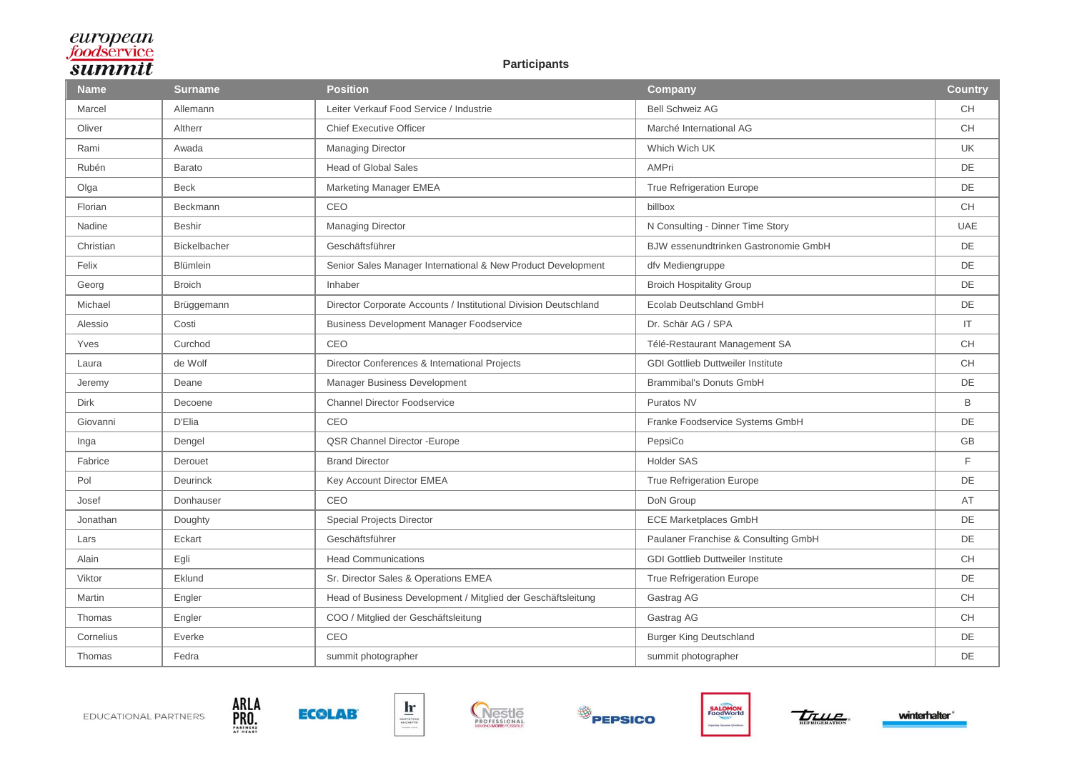# Participants

| Name | Surname | Position | Company | Country |
|---|---|---|---|---|
| Marcel | Allemann | Leiter Verkauf Food Service / Industrie | Bell Schweiz AG | CH |
| Oliver | Altherr | Chief Executive Officer | Marché International AG | CH |
| Rami | Awada | Managing Director | Which Wich UK | UK |
| Rubén | Barato | Head of Global Sales | AMPri | DE |
| Olga | Beck | Marketing Manager EMEA | True Refrigeration Europe | DE |
| Florian | Beckmann | CEO | billbox | CH |
| Nadine | Beshir | Managing Director | N Consulting - Dinner Time Story | UAE |
| Christian | Bickelbacher | Geschäftsführer | BJW essenundtrinken Gastronomie GmbH | DE |
| Felix | Blümlein | Senior Sales Manager International & New Product Development | dfv Mediengruppe | DE |
| Georg | Broich | Inhaber | Broich Hospitality Group | DE |
| Michael | Brüggemann | Director Corporate Accounts / Institutional Division Deutschland | Ecolab Deutschland GmbH | DE |
| Alessio | Costi | Business Development Manager Foodservice | Dr. Schär AG / SPA | IT |
| Yves | Curchod | CEO | Télé-Restaurant Management SA | CH |
| Laura | de Wolf | Director Conferences & International Projects | GDI Gottlieb Duttweiler Institute | CH |
| Jeremy | Deane | Manager Business Development | Brammibal's Donuts GmbH | DE |
| Dirk | Decoene | Channel Director Foodservice | Puratos NV | B |
| Giovanni | D'Elia | CEO | Franke Foodservice Systems GmbH | DE |
| Inga | Dengel | QSR Channel Director -Europe | PepsiCo | GB |
| Fabrice | Derouet | Brand Director | Holder SAS | F |
| Pol | Deurinck | Key Account Director EMEA | True Refrigeration Europe | DE |
| Josef | Donhauser | CEO | DoN Group | AT |
| Jonathan | Doughty | Special Projects Director | ECE Marketplaces GmbH | DE |
| Lars | Eckart | Geschäftsführer | Paulaner Franchise & Consulting GmbH | DE |
| Alain | Egli | Head Communications | GDI Gottlieb Duttweiler Institute | CH |
| Viktor | Eklund | Sr. Director Sales & Operations EMEA | True Refrigeration Europe | DE |
| Martin | Engler | Head of Business Development / Mitglied der Geschäftsleitung | Gastrag AG | CH |
| Thomas | Engler | COO / Mitglied der Geschäftsleitung | Gastrag AG | CH |
| Cornelius | Everke | CEO | Burger King Deutschland | DE |
| Thomas | Fedra | summit photographer | summit photographer | DE |

EDUCATIONAL PARTNERS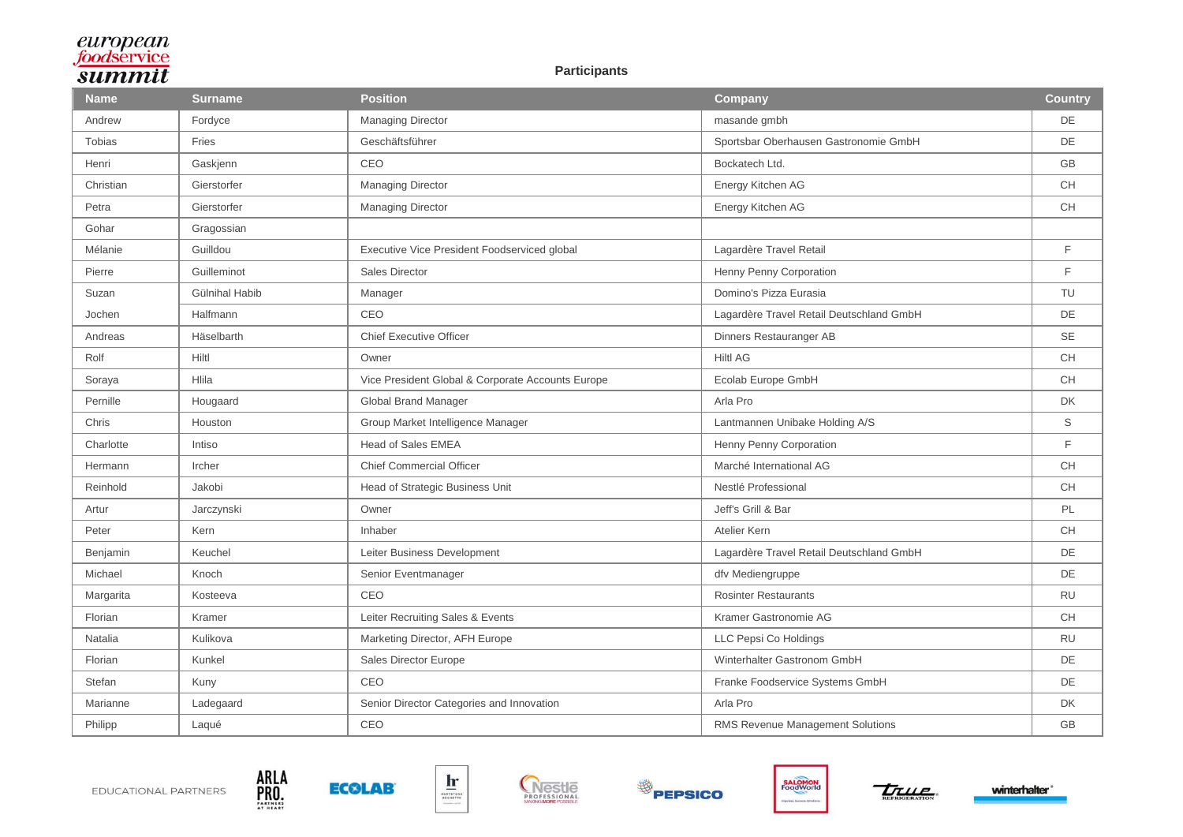## Participants

| Name | Surname | Position | Company | Country |
|---|---|---|---|---|
| Andrew | Fordyce | Managing Director | masande gmbh | DE |
| Tobias | Fries | Geschäftsführer | Sportsbar Oberhausen Gastronomie GmbH | DE |
| Henri | Gaskjenn | CEO | Bockatech Ltd. | GB |
| Christian | Gierstorfer | Managing Director | Energy Kitchen AG | CH |
| Petra | Gierstorfer | Managing Director | Energy Kitchen AG | CH |
| Gohar | Gragossian | | | |
| Mélanie | Guilldou | Executive Vice President Foodserviced global | Lagardère Travel Retail | F |
| Pierre | Guilleminot | Sales Director | Henny Penny Corporation | F |
| Suzan | Gülnihal Habib | Manager | Domino's Pizza Eurasia | TU |
| Jochen | Halfmann | CEO | Lagardère Travel Retail Deutschland GmbH | DE |
| Andreas | Häselbarth | Chief Executive Officer | Dinners Restauranger AB | SE |
| Rolf | Hiltl | Owner | Hiltl AG | CH |
| Soraya | Hlila | Vice President Global & Corporate Accounts Europe | Ecolab Europe GmbH | CH |
| Pernille | Hougaard | Global Brand Manager | Arla Pro | DK |
| Chris | Houston | Group Market Intelligence Manager | Lantmannen Unibake Holding A/S | S |
| Charlotte | Intiso | Head of Sales EMEA | Henny Penny Corporation | F |
| Hermann | Ircher | Chief Commercial Officer | Marché International AG | CH |
| Reinhold | Jakobi | Head of Strategic Business Unit | Nestlé Professional | CH |
| Artur | Jarczynski | Owner | Jeff's Grill & Bar | PL |
| Peter | Kern | Inhaber | Atelier Kern | CH |
| Benjamin | Keuchel | Leiter Business Development | Lagardère Travel Retail Deutschland GmbH | DE |
| Michael | Knoch | Senior Eventmanager | dfv Mediengruppe | DE |
| Margarita | Kosteeva | CEO | Rosinter Restaurants | RU |
| Florian | Kramer | Leiter Recruiting Sales & Events | Kramer Gastronomie AG | CH |
| Natalia | Kulikova | Marketing Director, AFH Europe | LLC Pepsi Co Holdings | RU |
| Florian | Kunkel | Sales Director Europe | Winterhalter Gastronom GmbH | DE |
| Stefan | Kuny | CEO | Franke Foodservice Systems GmbH | DE |
| Marianne | Ladegaard | Senior Director Categories and Innovation | Arla Pro | DK |
| Philipp | Laqué | CEO | RMS Revenue Management Solutions | GB |

EDUCATIONAL PARTNERS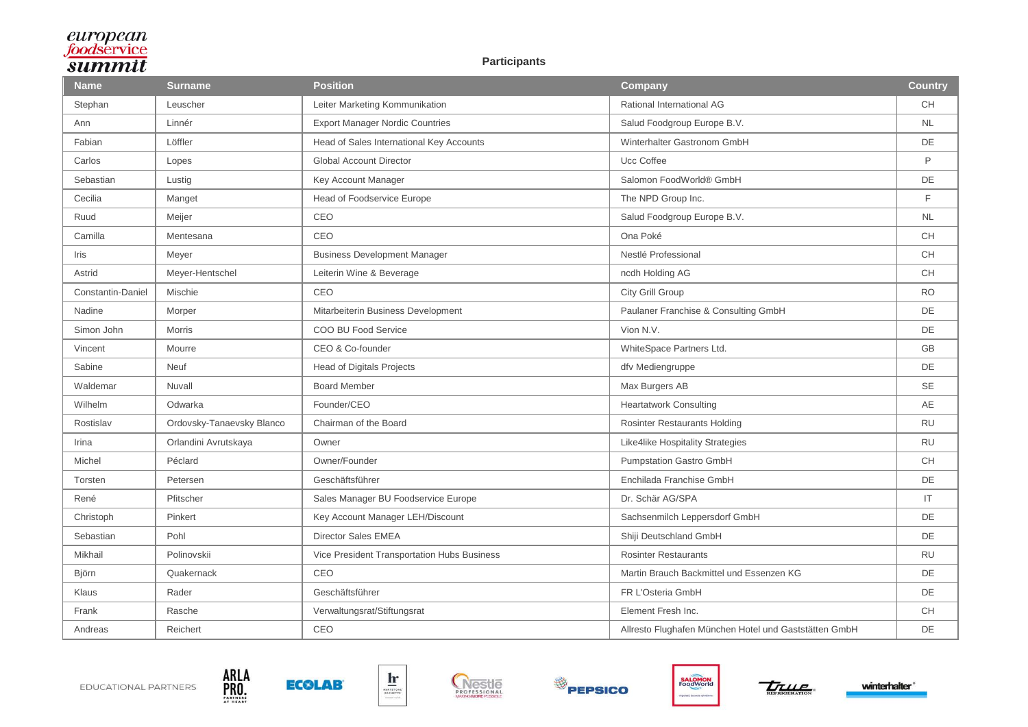## Participants

| Name | Surname | Position | Company | Country |
|---|---|---|---|---|
| Stephan | Leuscher | Leiter Marketing Kommunikation | Rational International AG | CH |
| Ann | Linnér | Export Manager Nordic Countries | Salud Foodgroup Europe B.V. | NL |
| Fabian | Löffler | Head of Sales International Key Accounts | Winterhalter Gastronom GmbH | DE |
| Carlos | Lopes | Global Account Director | Ucc Coffee | P |
| Sebastian | Lustig | Key Account Manager | Salomon FoodWorld® GmbH | DE |
| Cecilia | Manget | Head of Foodservice Europe | The NPD Group Inc. | F |
| Ruud | Meijer | CEO | Salud Foodgroup Europe B.V. | NL |
| Camilla | Mentesana | CEO | Ona Poké | CH |
| Iris | Meyer | Business Development Manager | Nestlé Professional | CH |
| Astrid | Meyer-Hentschel | Leiterin Wine & Beverage | ncdh Holding AG | CH |
| Constantin-Daniel | Mischie | CEO | City Grill Group | RO |
| Nadine | Morper | Mitarbeiterin Business Development | Paulaner Franchise & Consulting GmbH | DE |
| Simon John | Morris | COO BU Food Service | Vion N.V. | DE |
| Vincent | Mourre | CEO & Co-founder | WhiteSpace Partners Ltd. | GB |
| Sabine | Neuf | Head of Digitals Projects | dfv Mediengruppe | DE |
| Waldemar | Nuvall | Board Member | Max Burgers AB | SE |
| Wilhelm | Odwarka | Founder/CEO | Heartatwork Consulting | AE |
| Rostislav | Ordovsky-Tanaevsky Blanco | Chairman of the Board | Rosinter Restaurants Holding | RU |
| Irina | Orlandini Avrutskaya | Owner | Like4like Hospitality Strategies | RU |
| Michel | Péclard | Owner/Founder | Pumpstation Gastro GmbH | CH |
| Torsten | Petersen | Geschäftsführer | Enchilada Franchise GmbH | DE |
| René | Pfitscher | Sales Manager BU Foodservice Europe | Dr. Schär AG/SPA | IT |
| Christoph | Pinkert | Key Account Manager LEH/Discount | Sachsenmilch Leppersdorf GmbH | DE |
| Sebastian | Pohl | Director Sales EMEA | Shiji Deutschland GmbH | DE |
| Mikhail | Polinovskii | Vice President Transportation Hubs Business | Rosinter Restaurants | RU |
| Björn | Quakernack | CEO | Martin Brauch Backmittel und Essenzen KG | DE |
| Klaus | Rader | Geschäftsführer | FR L'Osteria GmbH | DE |
| Frank | Rasche | Verwaltungsrat/Stiftungsrat | Element Fresh Inc. | CH |
| Andreas | Reichert | CEO | Allresto Flughafen München Hotel und Gaststätten GmbH | DE |

EDUCATIONAL PARTNERS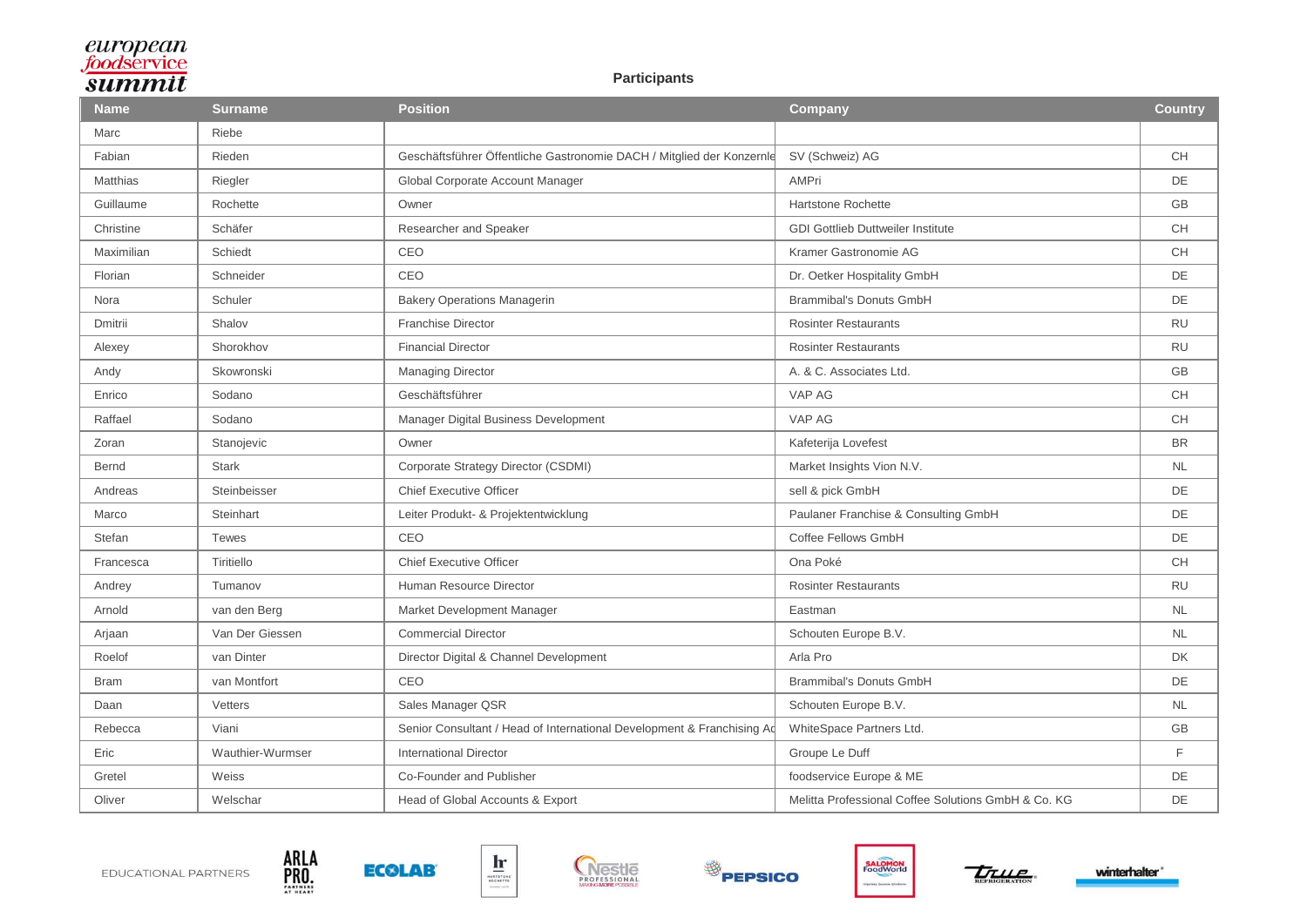**Participants**

| Name | Surname | Position | Company | Country |
|---|---|---|---|---|
| Marc | Riebe | | | |
| Fabian | Rieden | Geschäftsführer Öffentliche Gastronomie DACH / Mitglied der Konzernle | SV (Schweiz) AG | CH |
| Matthias | Riegler | Global Corporate Account Manager | AMPri | DE |
| Guillaume | Rochette | Owner | Hartstone Rochette | GB |
| Christine | Schäfer | Researcher and Speaker | GDI Gottlieb Duttweiler Institute | CH |
| Maximilian | Schiedt | CEO | Kramer Gastronomie AG | CH |
| Florian | Schneider | CEO | Dr. Oetker Hospitality GmbH | DE |
| Nora | Schuler | Bakery Operations Managerin | Brammibal's Donuts GmbH | DE |
| Dmitrii | Shalov | Franchise Director | Rosinter Restaurants | RU |
| Alexey | Shorokhov | Financial Director | Rosinter Restaurants | RU |
| Andy | Skowronski | Managing Director | A. & C. Associates Ltd. | GB |
| Enrico | Sodano | Geschäftsführer | VAP AG | CH |
| Raffael | Sodano | Manager Digital Business Development | VAP AG | CH |
| Zoran | Stanojevic | Owner | Kafeterija Lovefest | BR |
| Bernd | Stark | Corporate Strategy Director (CSDMI) | Market Insights Vion N.V. | NL |
| Andreas | Steinbeisser | Chief Executive Officer | sell & pick GmbH | DE |
| Marco | Steinhart | Leiter Produkt- & Projektentwicklung | Paulaner Franchise & Consulting GmbH | DE |
| Stefan | Tewes | CEO | Coffee Fellows GmbH | DE |
| Francesca | Tiritiello | Chief Executive Officer | Ona Poké | CH |
| Andrey | Tumanov | Human Resource Director | Rosinter Restaurants | RU |
| Arnold | van den Berg | Market Development Manager | Eastman | NL |
| Arjaan | Van Der Giessen | Commercial Director | Schouten Europe B.V. | NL |
| Roelof | van Dinter | Director Digital & Channel Development | Arla Pro | DK |
| Bram | van Montfort | CEO | Brammibal's Donuts GmbH | DE |
| Daan | Vetters | Sales Manager QSR | Schouten Europe B.V. | NL |
| Rebecca | Viani | Senior Consultant / Head of International Development & Franchising Ac | WhiteSpace Partners Ltd. | GB |
| Eric | Wauthier-Wurmser | International Director | Groupe Le Duff | F |
| Gretel | Weiss | Co-Founder and Publisher | foodservice Europe & ME | DE |
| Oliver | Welschar | Head of Global Accounts & Export | Melitta Professional Coffee Solutions GmbH & Co. KG | DE |

EDUCATIONAL PARTNERS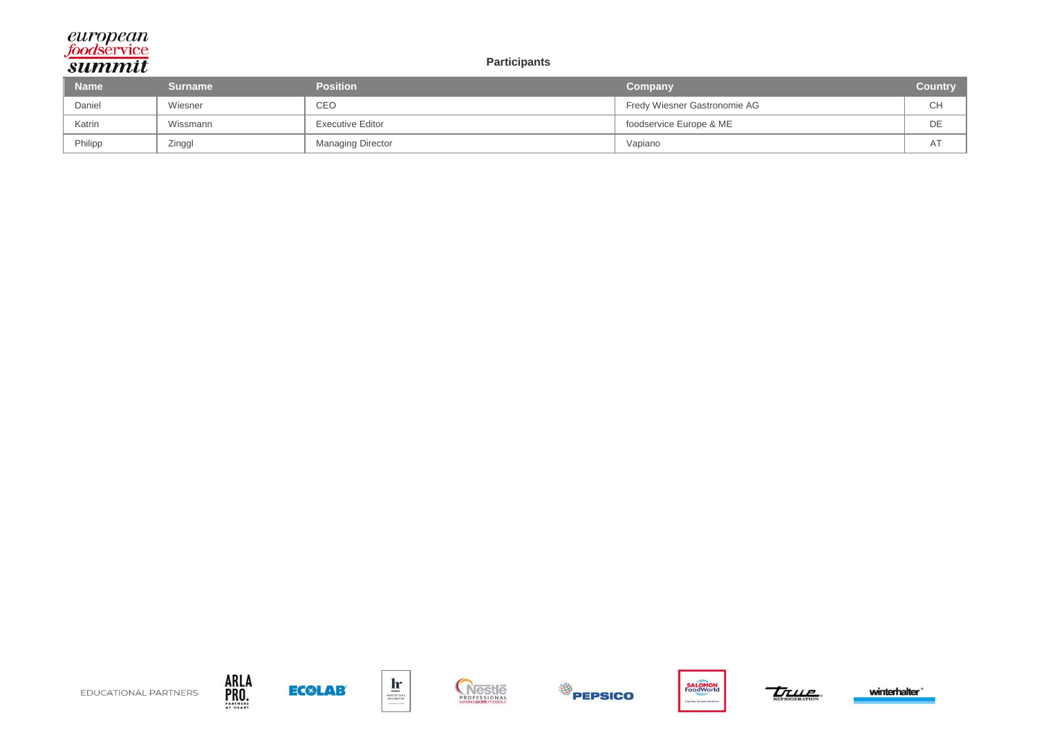## Participants

| Name | Surname | Position | Company | Country |
|---|---|---|---|---|
| Daniel | Wiesner | CEO | Fredy Wiesner Gastronomie AG | CH |
| Katrin | Wissmann | Executive Editor | foodservice Europe & ME | DE |
| Philipp | Zinggl | Managing Director | Vapiano | AT |

EDUCATIONAL PARTNERS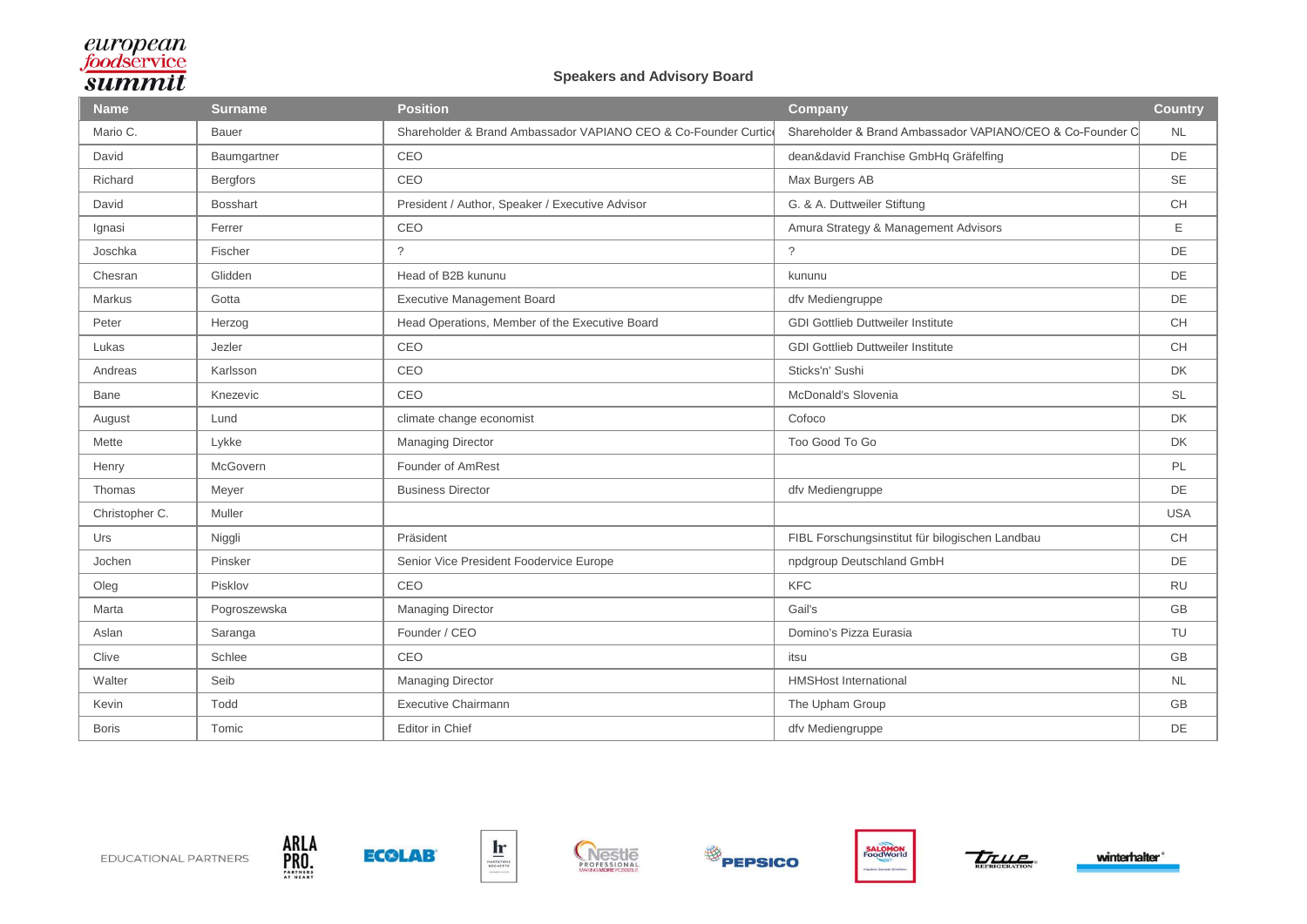european foodservice summit

## Speakers and Advisory Board

| Name | Surname | Position | Company | Country |
|---|---|---|---|---|
| Mario C. | Bauer | Shareholder & Brand Ambassador VAPIANO CEO & Co-Founder Curtic | Shareholder & Brand Ambassador VAPIANO/CEO & Co-Founder C | NL |
| David | Baumgartner | CEO | dean&david Franchise GmbHq Gräfelfing | DE |
| Richard | Bergfors | CEO | Max Burgers AB | SE |
| David | Bosshart | President / Author, Speaker / Executive Advisor | G. & A. Duttweiler Stiftung | CH |
| Ignasi | Ferrer | CEO | Amura Strategy & Management Advisors | E |
| Joschka | Fischer | ? | ? | DE |
| Chesran | Glidden | Head of B2B kununu | kununu | DE |
| Markus | Gotta | Executive Management Board | dfv Mediengruppe | DE |
| Peter | Herzog | Head Operations, Member of the Executive Board | GDI Gottlieb Duttweiler Institute | CH |
| Lukas | Jezler | CEO | GDI Gottlieb Duttweiler Institute | CH |
| Andreas | Karlsson | CEO | Sticks'n' Sushi | DK |
| Bane | Knezevic | CEO | McDonald's Slovenia | SL |
| August | Lund | climate change economist | Cofoco | DK |
| Mette | Lykke | Managing Director | Too Good To Go | DK |
| Henry | McGovern | Founder of AmRest | | PL |
| Thomas | Meyer | Business Director | dfv Mediengruppe | DE |
| Christopher C. | Muller | | | USA |
| Urs | Niggli | Präsident | FIBL Forschungsinstitut für bilogischen Landbau | CH |
| Jochen | Pinsker | Senior Vice President Foodervice Europe | npdgroup Deutschland GmbH | DE |
| Oleg | Pisklov | CEO | KFC | RU |
| Marta | Pogroszewska | Managing Director | Gail's | GB |
| Aslan | Saranga | Founder / CEO | Domino's Pizza Eurasia | TU |
| Clive | Schlee | CEO | itsu | GB |
| Walter | Seib | Managing Director | HMSHost International | NL |
| Kevin | Todd | Executive Chairmann | The Upham Group | GB |
| Boris | Tomic | Editor in Chief | dfv Mediengruppe | DE |

EDUCATIONAL PARTNERS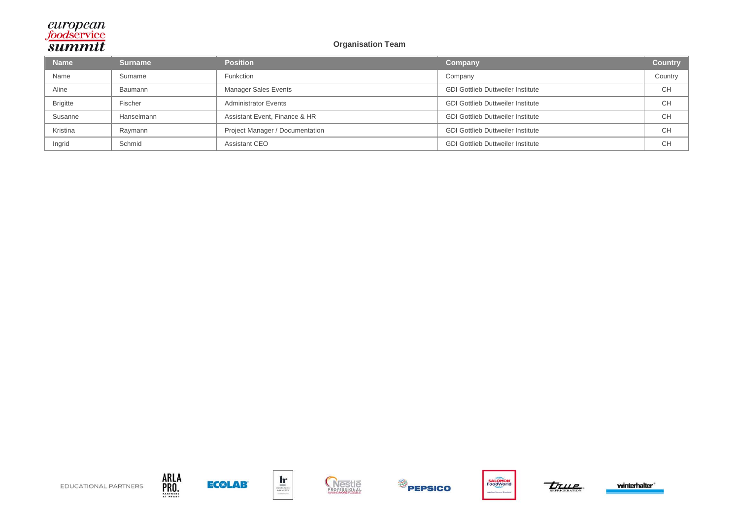## Organisation Team

| Name | Surname | Position | Company | Country |
|---|---|---|---|---|
| Name | Surname | Funkction | Company | Country |
| Aline | Baumann | Manager Sales Events | GDI Gottlieb Duttweiler Institute | CH |
| Brigitte | Fischer | Administrator Events | GDI Gottlieb Duttweiler Institute | CH |
| Susanne | Hanselmann | Assistant Event, Finance & HR | GDI Gottlieb Duttweiler Institute | CH |
| Kristina | Raymann | Project Manager / Documentation | GDI Gottlieb Duttweiler Institute | CH |
| Ingrid | Schmid | Assistant CEO | GDI Gottlieb Duttweiler Institute | CH |

EDUCATIONAL PARTNERS